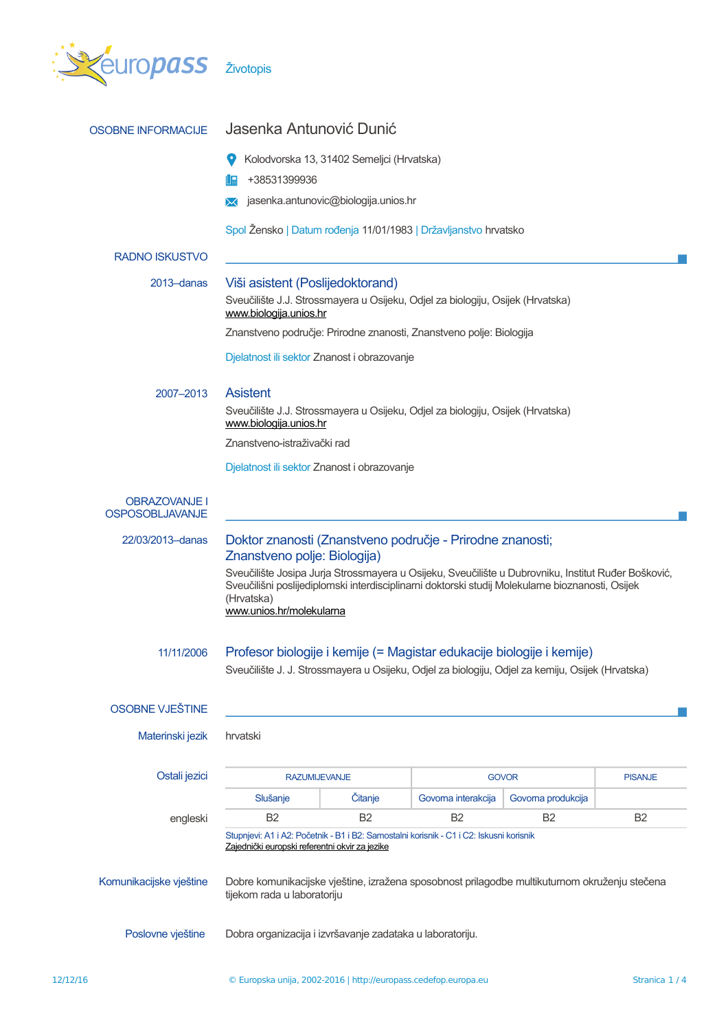# Životopis

## OSOBNE INFORMACIJE

**Jasenka Antunović Dunić**

Kolodvorska 13, 31402 Semeljci (Hrvatska)

+38531399936

jasenka.antunovic@biologija.unios.hr

Spol Žensko | Datum rođenja 11/01/1983 | Državljanstvo hrvatsko

## RADNO ISKUSTVO

**2013–danas**

### Viši asistent (Poslijedoktorand)

Sveučilište J.J. Strossmayera u Osijeku, Odjel za biologiju, Osijek (Hrvatska)
www.biologija.unios.hr

Znanstveno područje: Prirodne znanosti, Znanstveno polje: Biologija

Djelatnost ili sektor Znanost i obrazovanje

**2007–2013**

### Asistent

Sveučilište J.J. Strossmayera u Osijeku, Odjel za biologiju, Osijek (Hrvatska)
www.biologija.unios.hr

Znanstveno-istraživački rad

Djelatnost ili sektor Znanost i obrazovanje

## OBRAZOVANJE I OSPOSOBLJAVANJE

**22/03/2013–danas**

### Doktor znanosti (Znanstveno područje - Prirodne znanosti; Znanstveno polje: Biologija)

Sveučilište Josipa Jurja Strossmayera u Osijeku, Sveučilište u Dubrovniku, Institut Ruđer Bošković, Sveučilišni poslijediplomski interdisciplinarni doktorski studij Molekularne bioznanosti, Osijek (Hrvatska)
www.unios.hr/molekularna

**11/11/2006**

### Profesor biologije i kemije (= Magistar edukacije biologije i kemije)

Sveučilište J. J. Strossmayera u Osijeku, Odjel za biologiju, Odjel za kemiju, Osijek (Hrvatska)

## OSOBNE VJEŠTINE

**Materinski jezik**

hrvatski

**Ostali jezici**

| | RAZUMIJEVANJE | | GOVOR | | PISANJE |
|---|---|---|---|---|---|
| | Slušanje | Čitanje | Govorna interakcija | Govorna produkcija | |
| engleski | B2 | B2 | B2 | B2 | B2 |

Stupnjevi: A1 i A2: Početnik - B1 i B2: Samostalni korisnik - C1 i C2: Iskusni korisnik
Zajednički europski referentni okvir za jezike

**Komunikacijske vještine**

Dobre komunikacijske vještine, izražena sposobnost prilagodbe multikuturnom okruženju stečena tijekom rada u laboratoriju

**Poslovne vještine**

Dobra organizacija i izvršavanje zadataka u laboratoriju.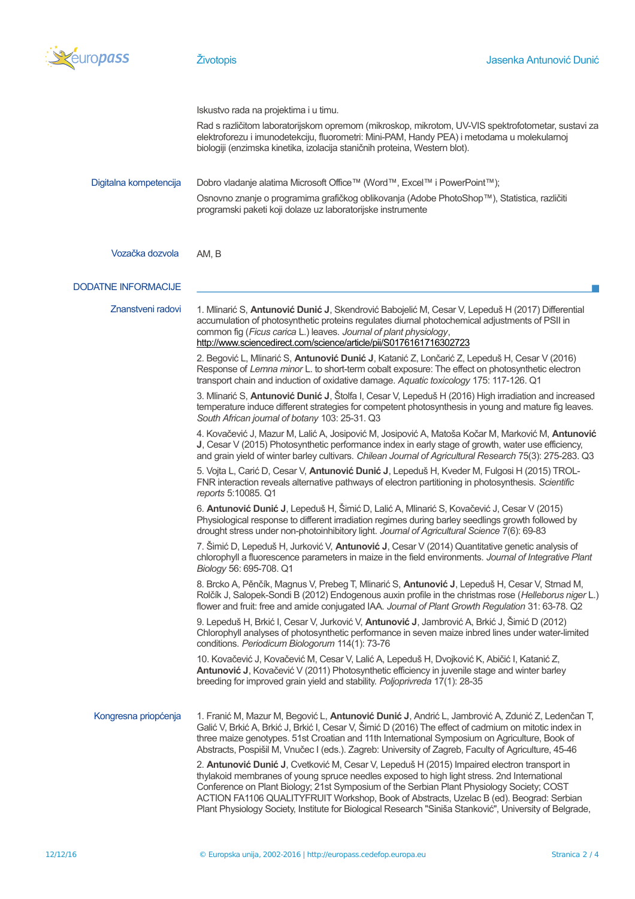Iskustvo rada na projektima i u timu.

Rad s različitom laboratorijskom opremom (mikroskop, mikrotom, UV-VIS spektrofotometar, sustavi za elektroforezu i imunodetekciju, fluorometri: Mini-PAM, Handy PEA) i metodama u molekularnoj biologiji (enzimska kinetika, izolacija staničnih proteina, Western blot).

**Digitalna kompetencija**

Dobro vladanje alatima Microsoft Office™ (Word™, Excel™ i PowerPoint™);

Osnovno znanje o programima grafičkog oblikovanja (Adobe PhotoShop™), Statistica, različiti programski paketi koji dolaze uz laboratorijske instrumente

**Vozačka dozvola**

AM, B

## DODATNE INFORMACIJE

**Znanstveni radovi**

1. Mlinarić S, **Antunović Dunić J**, Skendrović Babojelić M, Cesar V, Lepeduš H (2017) Differential accumulation of photosynthetic proteins regulates diurnal photochemical adjustments of PSII in common fig (*Ficus carica* L.) leaves. *Journal of plant physiology*, http://www.sciencedirect.com/science/article/pii/S0176161716302723

2. Begović L, Mlinarić S, **Antunović Dunić J**, Katanić Z, Lončarić Z, Lepeduš H, Cesar V (2016) Response of *Lemna minor* L. to short-term cobalt exposure: The effect on photosynthetic electron transport chain and induction of oxidative damage. *Aquatic toxicology* 175: 117-126. Q1

3. Mlinarić S, **Antunović Dunić J**, Štolfa I, Cesar V, Lepeduš H (2016) High irradiation and increased temperature induce different strategies for competent photosynthesis in young and mature fig leaves. *South African journal of botany* 103: 25-31. Q3

4. Kovačević J, Mazur M, Lalić A, Josipović M, Josipović A, Matoša Kočar M, Marković M, **Antunović J**, Cesar V (2015) Photosynthetic performance index in early stage of growth, water use efficiency, and grain yield of winter barley cultivars. *Chilean Journal of Agricultural Research* 75(3): 275-283. Q3

5. Vojta L, Carić D, Cesar V, **Antunović Dunić J**, Lepeduš H, Kveder M, Fulgosi H (2015) TROL-FNR interaction reveals alternative pathways of electron partitioning in photosynthesis. *Scientific reports* 5:10085. Q1

6. **Antunović Dunić J**, Lepeduš H, Šimić D, Lalić A, Mlinarić S, Kovačević J, Cesar V (2015) Physiological response to different irradiation regimes during barley seedlings growth followed by drought stress under non-photoinhibitory light. *Journal of Agricultural Science* 7(6): 69-83

7. Šimić D, Lepeduš H, Jurković V, **Antunović J**, Cesar V (2014) Quantitative genetic analysis of chlorophyll a fluorescence parameters in maize in the field environments. *Journal of Integrative Plant Biology* 56: 695-708. Q1

8. Brcko A, Pěnčík, Magnus V, Prebeg T, Mlinarić S, **Antunović J**, Lepeduš H, Cesar V, Strnad M, Rolčík J, Salopek-Sondi B (2012) Endogenous auxin profile in the christmas rose (*Helleborus niger* L.) flower and fruit: free and amide conjugated IAA. *Journal of Plant Growth Regulation* 31: 63-78. Q2

9. Lepeduš H, Brkić I, Cesar V, Jurković V, **Antunović J**, Jambrović A, Brkić J, Šimić D (2012) Chlorophyll analyses of photosynthetic performance in seven maize inbred lines under water-limited conditions. *Periodicum Biologorum* 114(1): 73-76

10. Kovačević J, Kovačević M, Cesar V, Lalić A, Lepeduš H, Dvojković K, Abičić I, Katanić Z, **Antunović J**, Kovačević V (2011) Photosynthetic efficiency in juvenile stage and winter barley breeding for improved grain yield and stability. *Poljoprivreda* 17(1): 28-35

**Kongresna priopćenja**

1. Franić M, Mazur M, Begović L, **Antunović Dunić J**, Andrić L, Jambrović A, Zdunić Z, Ledenčan T, Galić V, Brkić A, Brkić J, Brkić I, Cesar V, Šimić D (2016) The effect of cadmium on mitotic index in three maize genotypes. 51st Croatian and 11th International Symposium on Agriculture, Book of Abstracts, Pospišil M, Vnučec I (eds.). Zagreb: University of Zagreb, Faculty of Agriculture, 45-46

2. **Antunović Dunić J**, Cvetković M, Cesar V, Lepeduš H (2015) Impaired electron transport in thylakoid membranes of young spruce needles exposed to high light stress. 2nd International Conference on Plant Biology; 21st Symposium of the Serbian Plant Physiology Society; COST ACTION FA1106 QUALITYFRUIT Workshop, Book of Abstracts, Uzelac B (ed). Beograd: Serbian Plant Physiology Society, Institute for Biological Research "Siniša Stanković", University of Belgrade,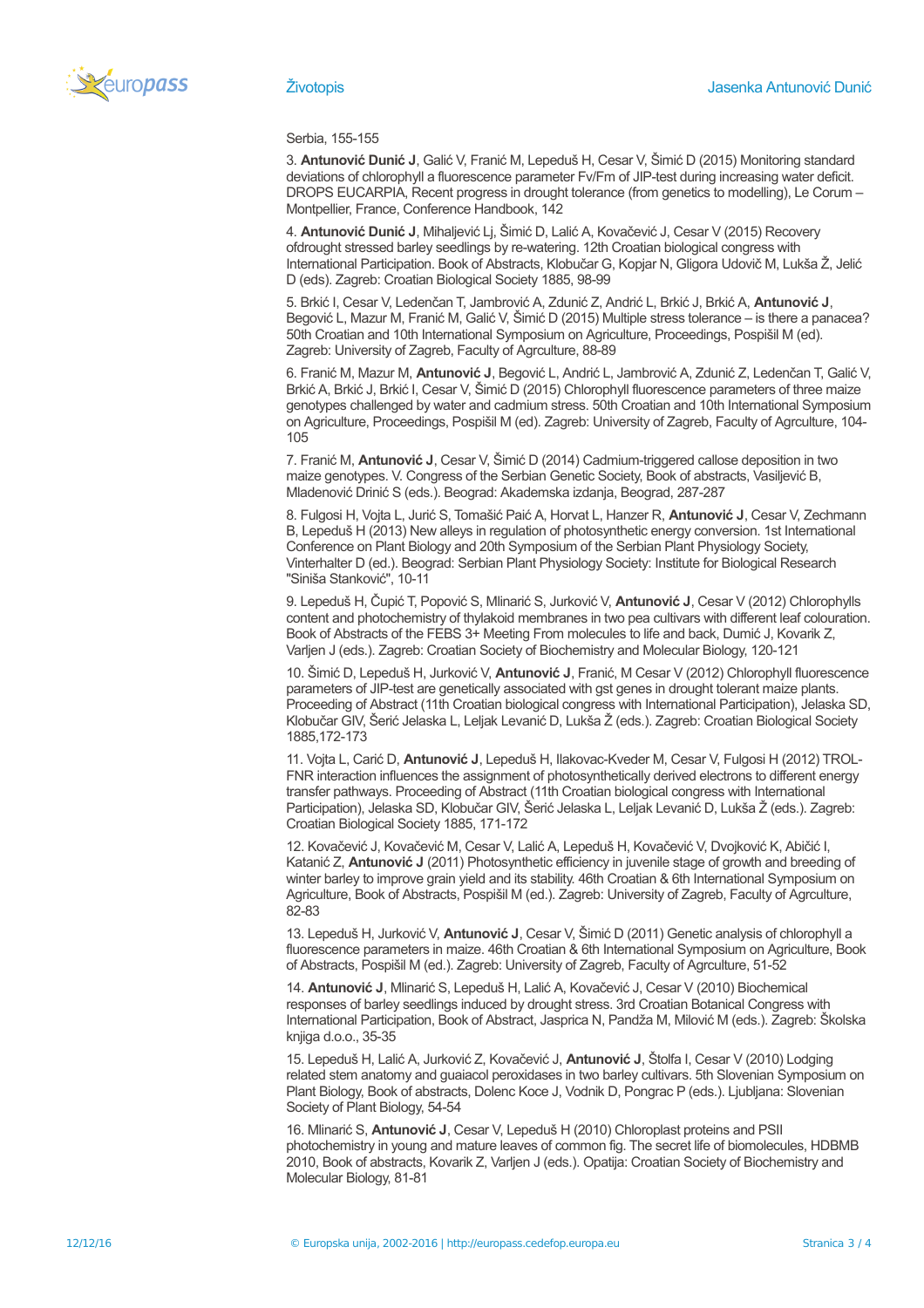Serbia, 155-155

3. **Antunović Dunić J**, Galić V, Franić M, Lepeduš H, Cesar V, Šimić D (2015) Monitoring standard deviations of chlorophyll a fluorescence parameter Fv/Fm of JIP-test during increasing water deficit. DROPS EUCARPIA, Recent progress in drought tolerance (from genetics to modelling), Le Corum – Montpellier, France, Conference Handbook, 142

4. **Antunović Dunić J**, Mihaljević Lj, Šimić D, Lalić A, Kovačević J, Cesar V (2015) Recovery ofdrought stressed barley seedlings by re-watering. 12th Croatian biological congress with International Participation. Book of Abstracts, Klobučar G, Kopjar N, Gligora Udovič M, Lukša Ž, Jelić D (eds). Zagreb: Croatian Biological Society 1885, 98-99

5. Brkić I, Cesar V, Ledenčan T, Jambrović A, Zdunić Z, Andrić L, Brkić J, Brkić A, **Antunović J**, Begović L, Mazur M, Franić M, Galić V, Šimić D (2015) Multiple stress tolerance – is there a panacea? 50th Croatian and 10th International Symposium on Agriculture, Proceedings, Pospišil M (ed). Zagreb: University of Zagreb, Faculty of Agrculture, 88-89

6. Franić M, Mazur M, **Antunović J**, Begović L, Andrić L, Jambrović A, Zdunić Z, Ledenčan T, Galić V, Brkić A, Brkić J, Brkić I, Cesar V, Šimić D (2015) Chlorophyll fluorescence parameters of three maize genotypes challenged by water and cadmium stress. 50th Croatian and 10th International Symposium on Agriculture, Proceedings, Pospišil M (ed). Zagreb: University of Zagreb, Faculty of Agrculture, 104-105

7. Franić M, **Antunović J**, Cesar V, Šimić D (2014) Cadmium-triggered callose deposition in two maize genotypes. V. Congress of the Serbian Genetic Society, Book of abstracts, Vasiljević B, Mladenović Drinić S (eds.). Beograd: Akademska izdanja, Beograd, 287-287

8. Fulgosi H, Vojta L, Jurić S, Tomašić Paić A, Horvat L, Hanzer R, **Antunović J**, Cesar V, Zechmann B, Lepeduš H (2013) New alleys in regulation of photosynthetic energy conversion. 1st International Conference on Plant Biology and 20th Symposium of the Serbian Plant Physiology Society, Vinterhalter D (ed.). Beograd: Serbian Plant Physiology Society: Institute for Biological Research "Siniša Stanković", 10-11

9. Lepeduš H, Čupić T, Popović S, Mlinarić S, Jurković V, **Antunović J**, Cesar V (2012) Chlorophylls content and photochemistry of thylakoid membranes in two pea cultivars with different leaf colouration. Book of Abstracts of the FEBS 3+ Meeting From molecules to life and back, Dumić J, Kovarik Z, Varljen J (eds.). Zagreb: Croatian Society of Biochemistry and Molecular Biology, 120-121

10. Šimić D, Lepeduš H, Jurković V, **Antunović J**, Franić, M Cesar V (2012) Chlorophyll fluorescence parameters of JIP-test are genetically associated with gst genes in drought tolerant maize plants. Proceeding of Abstract (11th Croatian biological congress with International Participation), Jelaska SD, Klobučar GIV, Šerić Jelaska L, Leljak Levanić D, Lukša Ž (eds.). Zagreb: Croatian Biological Society 1885,172-173

11. Vojta L, Carić D, **Antunović J**, Lepeduš H, Ilakovac-Kveder M, Cesar V, Fulgosi H (2012) TROL-FNR interaction influences the assignment of photosynthetically derived electrons to different energy transfer pathways. Proceeding of Abstract (11th Croatian biological congress with International Participation), Jelaska SD, Klobučar GIV, Šerić Jelaska L, Leljak Levanić D, Lukša Ž (eds.). Zagreb: Croatian Biological Society 1885, 171-172

12. Kovačević J, Kovačević M, Cesar V, Lalić A, Lepeduš H, Kovačević V, Dvojković K, Abičić I, Katanić Z, **Antunović J** (2011) Photosynthetic efficiency in juvenile stage of growth and breeding of winter barley to improve grain yield and its stability. 46th Croatian & 6th International Symposium on Agriculture, Book of Abstracts, Pospišil M (ed.). Zagreb: University of Zagreb, Faculty of Agrculture, 82-83

13. Lepeduš H, Jurković V, **Antunović J**, Cesar V, Šimić D (2011) Genetic analysis of chlorophyll a fluorescence parameters in maize. 46th Croatian & 6th International Symposium on Agriculture, Book of Abstracts, Pospišil M (ed.). Zagreb: University of Zagreb, Faculty of Agrculture, 51-52

14. **Antunović J**, Mlinarić S, Lepeduš H, Lalić A, Kovačević J, Cesar V (2010) Biochemical responses of barley seedlings induced by drought stress. 3rd Croatian Botanical Congress with International Participation, Book of Abstract, Jasprica N, Pandža M, Milović M (eds.). Zagreb: Školska knjiga d.o.o., 35-35

15. Lepeduš H, Lalić A, Jurković Z, Kovačević J, **Antunović J**, Štolfa I, Cesar V (2010) Lodging related stem anatomy and guaiacol peroxidases in two barley cultivars. 5th Slovenian Symposium on Plant Biology, Book of abstracts, Dolenc Koce J, Vodnik D, Pongrac P (eds.). Ljubljana: Slovenian Society of Plant Biology, 54-54

16. Mlinarić S, **Antunović J**, Cesar V, Lepeduš H (2010) Chloroplast proteins and PSII photochemistry in young and mature leaves of common fig. The secret life of biomolecules, HDBMB 2010, Book of abstracts, Kovarik Z, Varljen J (eds.). Opatija: Croatian Society of Biochemistry and Molecular Biology, 81-81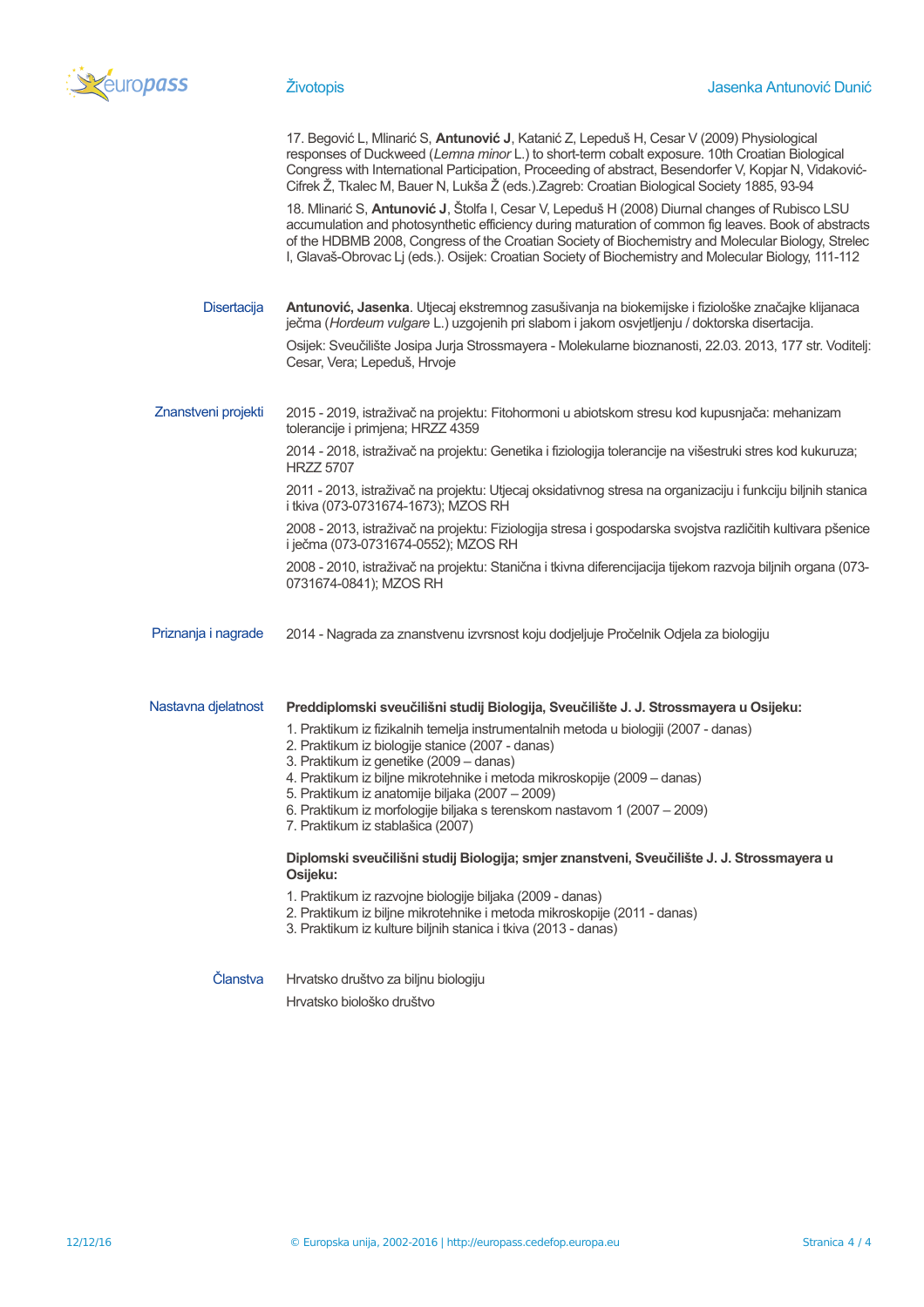17. Begović L, Mlinarić S, **Antunović J**, Katanić Z, Lepeduš H, Cesar V (2009) Physiological responses of Duckweed (*Lemna minor* L.) to short-term cobalt exposure. 10th Croatian Biological Congress with International Participation, Proceeding of abstract, Besendorfer V, Kopjar N, Vidaković-Cifrek Ž, Tkalec M, Bauer N, Lukša Ž (eds.).Zagreb: Croatian Biological Society 1885, 93-94

18. Mlinarić S, **Antunović J**, Štolfa I, Cesar V, Lepeduš H (2008) Diurnal changes of Rubisco LSU accumulation and photosynthetic efficiency during maturation of common fig leaves. Book of abstracts of the HDBMB 2008, Congress of the Croatian Society of Biochemistry and Molecular Biology, Strelec I, Glavaš-Obrovac Lj (eds.). Osijek: Croatian Society of Biochemistry and Molecular Biology, 111-112

## Disertacija

**Antunović, Jasenka**. Utjecaj ekstremnog zasušivanja na biokemijske i fiziološke značajke klijanaca ječma (*Hordeum vulgare* L.) uzgojenih pri slabom i jakom osvjetljenju / doktorska disertacija.

Osijek: Sveučilište Josipa Jurja Strossmayera - Molekularne bioznanosti, 22.03. 2013, 177 str. Voditelj: Cesar, Vera; Lepeduš, Hrvoje

## Znanstveni projekti

2015 - 2019, istraživač na projektu: Fitohormoni u abiotskom stresu kod kupusnjača: mehanizam tolerancije i primjena; HRZZ 4359

2014 - 2018, istraživač na projektu: Genetika i fiziologija tolerancije na višestruki stres kod kukuruza; HRZZ 5707

2011 - 2013, istraživač na projektu: Utjecaj oksidativnog stresa na organizaciju i funkciju biljnih stanica i tkiva (073-0731674-1673); MZOS RH

2008 - 2013, istraživač na projektu: Fiziologija stresa i gospodarska svojstva različitih kultivara pšenice i ječma (073-0731674-0552); MZOS RH

2008 - 2010, istraživač na projektu: Stanična i tkivna diferencijacija tijekom razvoja biljnih organa (073-0731674-0841); MZOS RH

## Priznanja i nagrade

2014 - Nagrada za znanstvenu izvrsnost koju dodjeljuje Pročelnik Odjela za biologiju

## Nastavna djelatnost

**Preddiplomski sveučilišni studij Biologija, Sveučilište J. J. Strossmayera u Osijeku:**

1. Praktikum iz fizikalnih temelja instrumentalnih metoda u biologiji (2007 - danas)
2. Praktikum iz biologije stanice (2007 - danas)
3. Praktikum iz genetike (2009 – danas)
4. Praktikum iz biljne mikrotehnike i metoda mikroskopije (2009 – danas)
5. Praktikum iz anatomije biljaka (2007 – 2009)
6. Praktikum iz morfologije biljaka s terenskom nastavom 1 (2007 – 2009)
7. Praktikum iz stablašica (2007)

**Diplomski sveučilišni studij Biologija; smjer znanstveni, Sveučilište J. J. Strossmayera u Osijeku:**

1. Praktikum iz razvojne biologije biljaka (2009 - danas)
2. Praktikum iz biljne mikrotehnike i metoda mikroskopije (2011 - danas)
3. Praktikum iz kulture biljnih stanica i tkiva (2013 - danas)

## Članstva

Hrvatsko društvo za biljnu biologiju

Hrvatsko biološko društvo